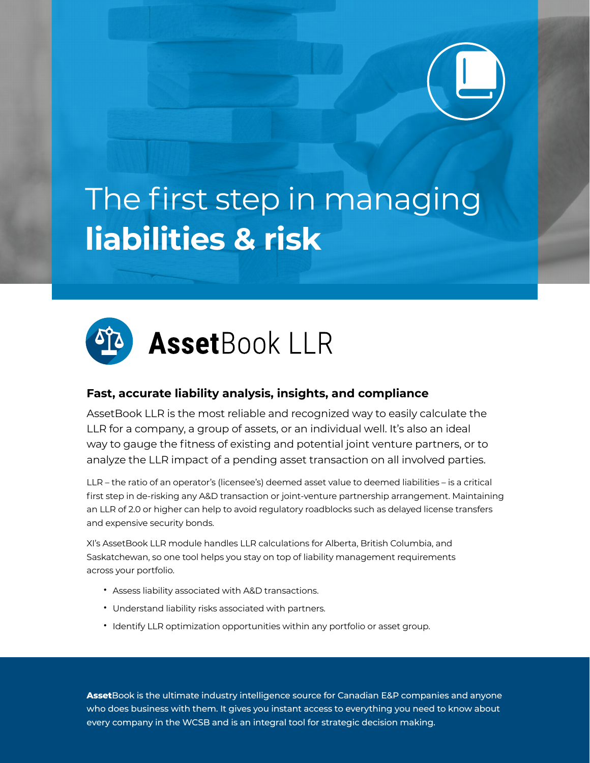# The first step in managing **liabilities & risk**

## **Asset**Book LLR

### Fast, accurate liability analysis, insights, and compliance

AssetBook LLR is the most reliable and recognized way to easily calculate the LLR for a company, a group of assets, or an individual well. It's also an ideal way to gauge the fitness of existing and potential joint venture partners, or to analyze the LLR impact of a pending asset transaction on all involved parties.

LLR – the ratio of an operator's (licensee's) deemed asset value to deemed liabilities – is a critical first step in de-risking any A&D transaction or joint-venture partnership arrangement. Maintaining an LLR of 2.0 or higher can help to avoid regulatory roadblocks such as delayed license transfers and expensive security bonds.

XI's AssetBook LLR module handles LLR calculations for Alberta, British Columbia, and Saskatchewan, so one tool helps you stay on top of liability management requirements across your portfolio.

- Assess liability associated with A&D transactions.
- Understand liability risks associated with partners.
- Identify LLR optimization opportunities within any portfolio or asset group.

**Asset**Book is the ultimate industry intelligence source for Canadian E&P companies and anyone who does business with them. It gives you instant access to everything you need to know about every company in the WCSB and is an integral tool for strategic decision making.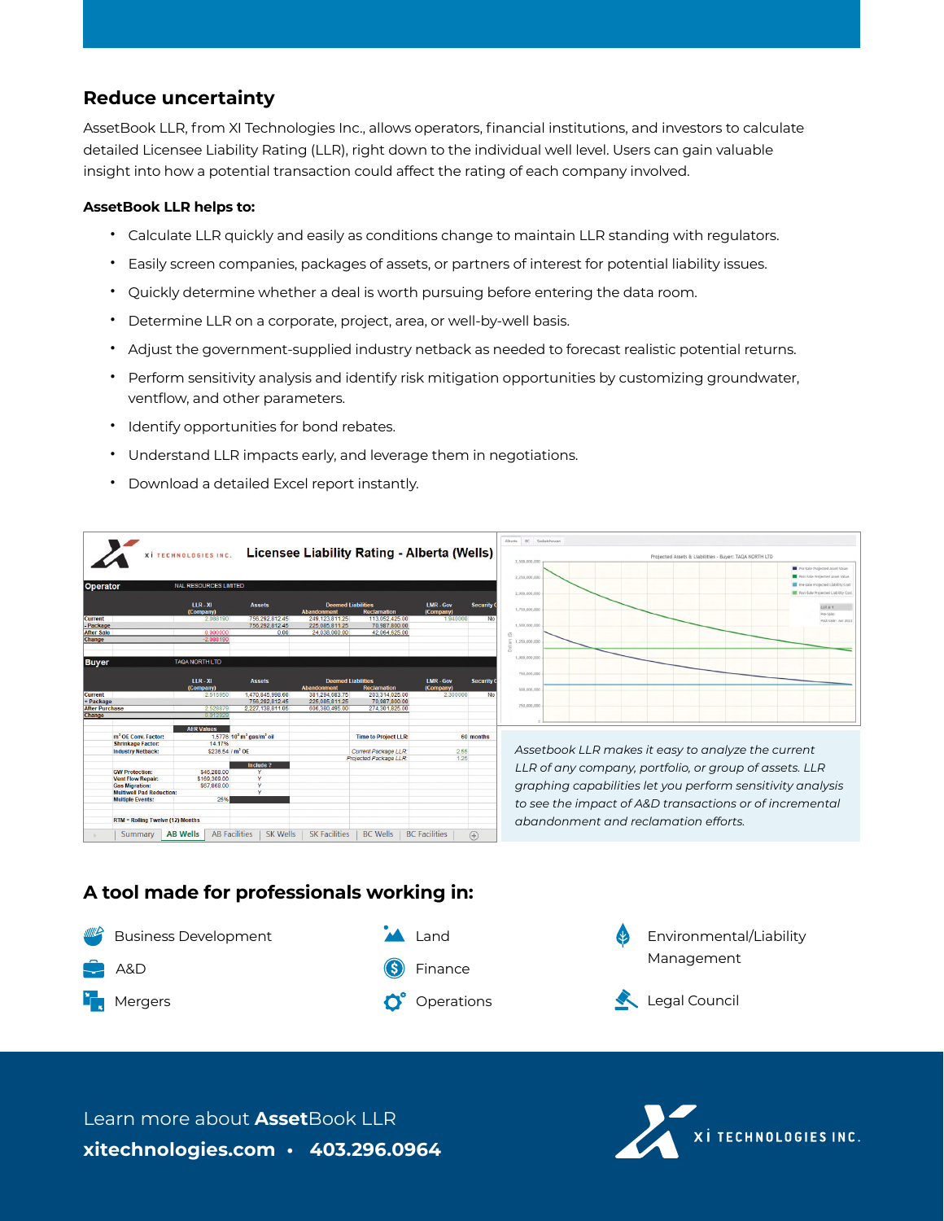## Reduce uncertainty

AssetBook LLR, from XI Technologies Inc., allows operators, financial institutions, and investors to calculate detailed Licensee Liability Rating (LLR), right down to the individual well level. Users can gain valuable insight into how a potential transaction could affect the rating of each company involved.

**AssetBook LLR helps to:**

- Calculate LLR quickly and easily as conditions change to maintain LLR standing with regulators.
- Easily screen companies, packages of assets, or partners of interest for potential liability issues.
- Quickly determine whether a deal is worth pursuing before entering the data room.
- Determine LLR on a corporate, project, area, or well-by-well basis.
- Adjust the government-supplied industry netback as needed to forecast realistic potential returns.
- Perform sensitivity analysis and identify risk mitigation opportunities by customizing groundwater, ventflow, and other parameters.
- Identify opportunities for bond rebates.
- Understand LLR impacts early, and leverage them in negotiations.
- Download a detailed Excel report instantly.

*Assetbook LLR makes it easy to analyze the current LLR of any company, portfolio, or group of assets. LLR graphing capabilities let you perform sensitivity analysis to see the impact of A&D transactions or of incremental abandonment and reclamation efforts.*

## A tool made for professionals working in:

- Business Development
- A&D
- Mergers
- Land
- Finance
- Operations
- Environmental/Liability Management
- Legal Council

Learn more about **Asset**Book LLR

**xitechnologies.com • 403.296.0964**

XI TECHNOLOGIES INC.